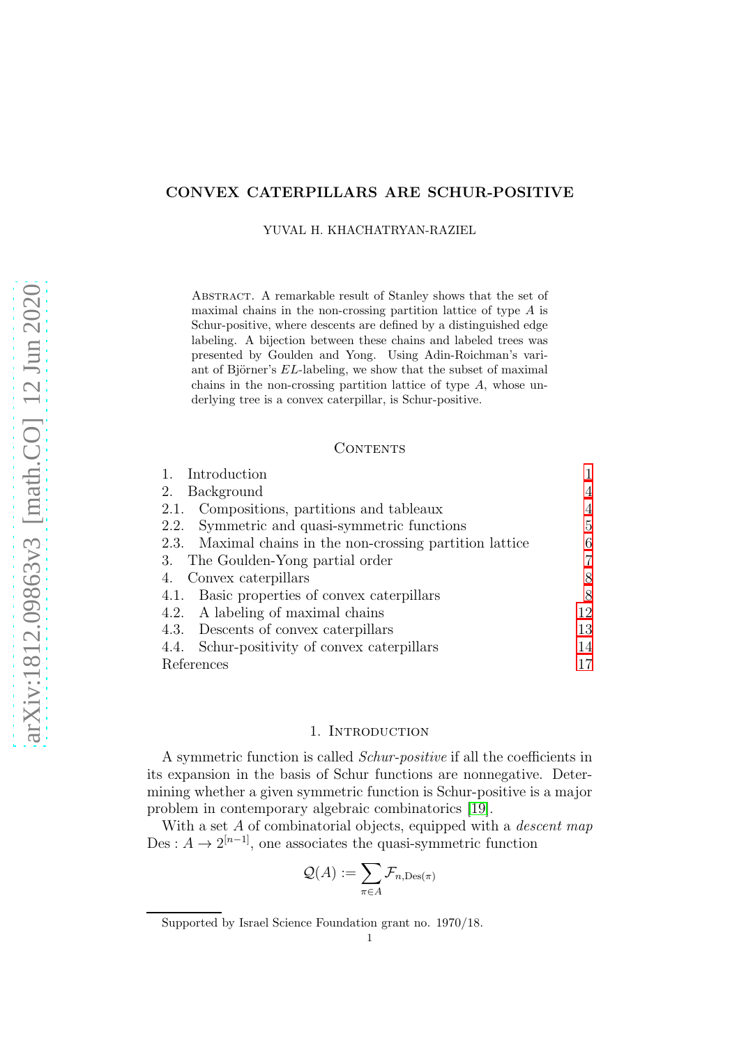# CONVEX CATERPILLARS ARE SCHUR-POSITIVE

YUVAL H. KHACHATRYAN-RAZIEL

Abstract. A remarkable result of Stanley shows that the set of maximal chains in the non-crossing partition lattice of type $A$ is Schur-positive, where descents are defined by a distinguished edge labeling. A bijection between these chains and labeled trees was presented by Goulden and Yong. Using Adin-Roichman's variant of Björner's $EL$-labeling, we show that the subset of maximal chains in the non-crossing partition lattice of type $A$, whose underlying tree is a convex caterpillar, is Schur-positive.

## Contents

1. Introduction 1
2. Background 4
   2.1. Compositions, partitions and tableaux 4
   2.2. Symmetric and quasi-symmetric functions 5
   2.3. Maximal chains in the non-crossing partition lattice 6
3. The Goulden-Yong partial order 7
4. Convex caterpillars 8
   4.1. Basic properties of convex caterpillars 8
   4.2. A labeling of maximal chains 12
   4.3. Descents of convex caterpillars 13
   4.4. Schur-positivity of convex caterpillars 14

References 17

## 1. Introduction

A symmetric function is called *Schur-positive* if all the coefficients in its expansion in the basis of Schur functions are nonnegative. Determining whether a given symmetric function is Schur-positive is a major problem in contemporary algebraic combinatorics [19].

With a set $A$ of combinatorial objects, equipped with a *descent map* $\mathrm{Des} : A \to 2^{[n-1]}$, one associates the quasi-symmetric function

$$\mathcal{Q}(A) := \sum_{\pi \in A} \mathcal{F}_{n,\mathrm{Des}(\pi)}$$

Supported by Israel Science Foundation grant no. 1970/18.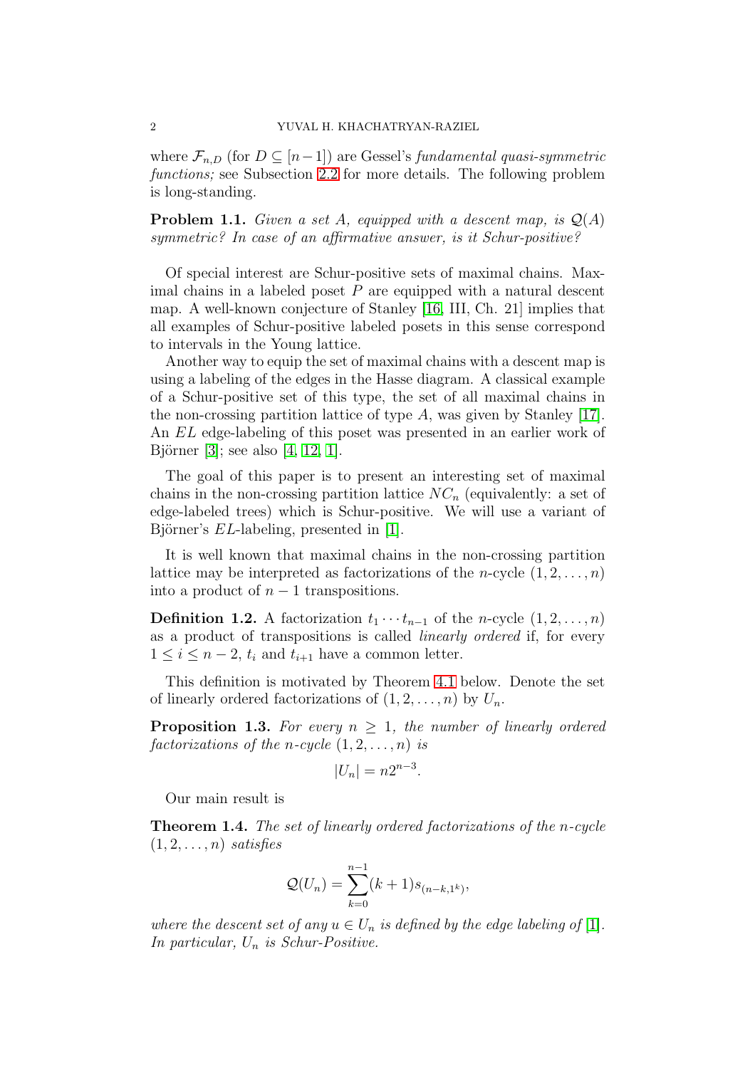where $\mathcal{F}_{n,D}$ (for $D \subseteq [n-1]$) are Gessel's *fundamental quasi-symmetric functions;* see Subsection 2.2 for more details. The following problem is long-standing.

**Problem 1.1.** *Given a set $A$, equipped with a descent map, is $\mathcal{Q}(A)$ symmetric? In case of an affirmative answer, is it Schur-positive?*

Of special interest are Schur-positive sets of maximal chains. Maximal chains in a labeled poset $P$ are equipped with a natural descent map. A well-known conjecture of Stanley [16, III, Ch. 21] implies that all examples of Schur-positive labeled posets in this sense correspond to intervals in the Young lattice.

Another way to equip the set of maximal chains with a descent map is using a labeling of the edges in the Hasse diagram. A classical example of a Schur-positive set of this type, the set of all maximal chains in the non-crossing partition lattice of type $A$, was given by Stanley [17]. An $EL$ edge-labeling of this poset was presented in an earlier work of Björner [3]; see also [4, 12, 1].

The goal of this paper is to present an interesting set of maximal chains in the non-crossing partition lattice $NC_n$ (equivalently: a set of edge-labeled trees) which is Schur-positive. We will use a variant of Björner's $EL$-labeling, presented in [1].

It is well known that maximal chains in the non-crossing partition lattice may be interpreted as factorizations of the $n$-cycle $(1, 2, \ldots, n)$ into a product of $n-1$ transpositions.

**Definition 1.2.** A factorization $t_1 \cdots t_{n-1}$ of the $n$-cycle $(1, 2, \ldots, n)$ as a product of transpositions is called *linearly ordered* if, for every $1 \leq i \leq n-2$, $t_i$ and $t_{i+1}$ have a common letter.

This definition is motivated by Theorem 4.1 below. Denote the set of linearly ordered factorizations of $(1, 2, \ldots, n)$ by $U_n$.

**Proposition 1.3.** *For every $n \geq 1$, the number of linearly ordered factorizations of the $n$-cycle $(1, 2, \ldots, n)$ is*

$$|U_n| = n2^{n-3}.$$

Our main result is

**Theorem 1.4.** *The set of linearly ordered factorizations of the $n$-cycle $(1, 2, \ldots, n)$ satisfies*

$$\mathcal{Q}(U_n) = \sum_{k=0}^{n-1} (k+1) s_{(n-k,1^k)},$$

*where the descent set of any $u \in U_n$ is defined by the edge labeling of [1]. In particular, $U_n$ is Schur-Positive.*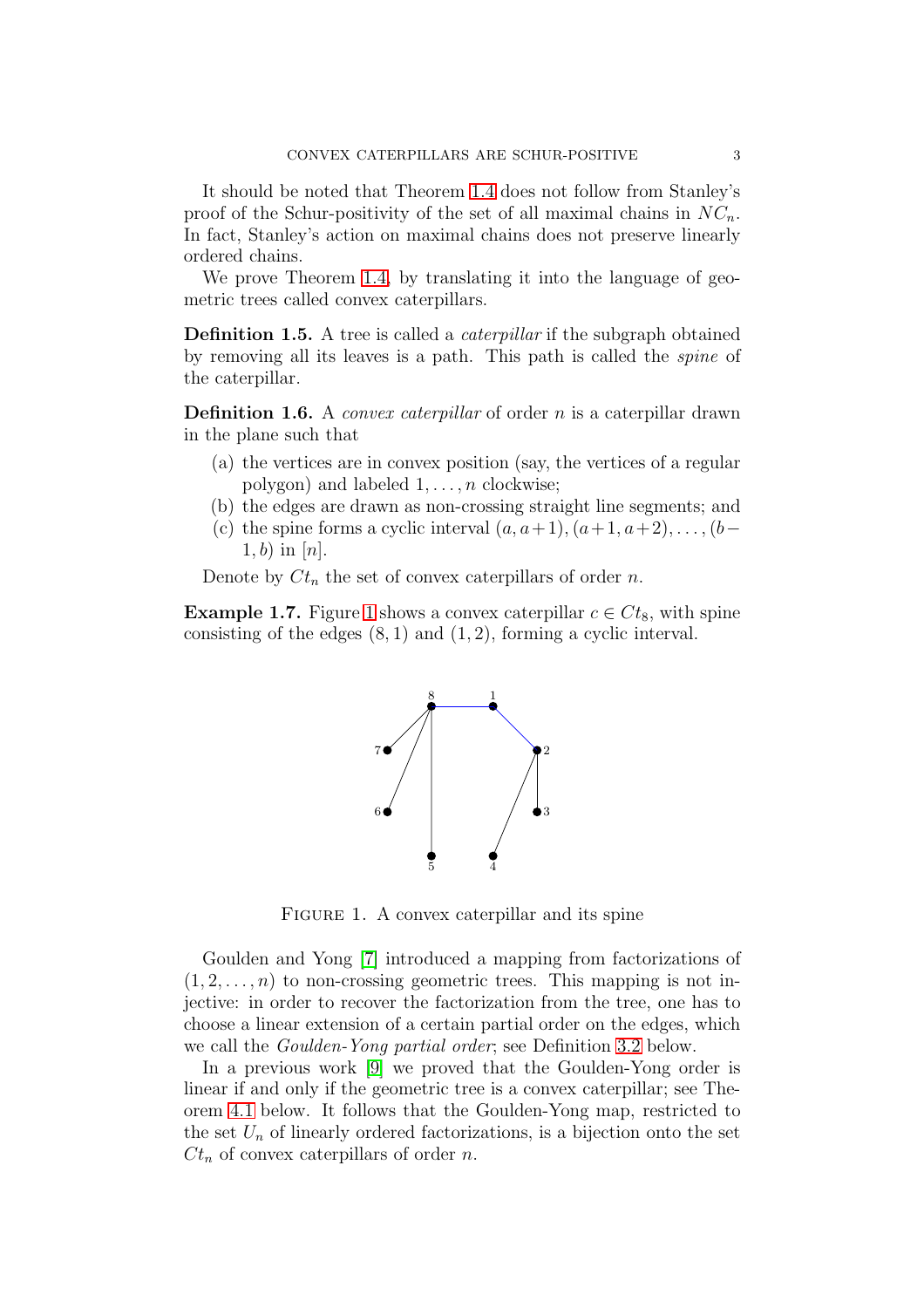It should be noted that Theorem 1.4 does not follow from Stanley's proof of the Schur-positivity of the set of all maximal chains in $NC_n$. In fact, Stanley's action on maximal chains does not preserve linearly ordered chains.

We prove Theorem 1.4, by translating it into the language of geometric trees called convex caterpillars.

**Definition 1.5.** A tree is called a *caterpillar* if the subgraph obtained by removing all its leaves is a path. This path is called the *spine* of the caterpillar.

**Definition 1.6.** A *convex caterpillar* of order $n$ is a caterpillar drawn in the plane such that

(a) the vertices are in convex position (say, the vertices of a regular polygon) and labeled $1, \dots, n$ clockwise;
(b) the edges are drawn as non-crossing straight line segments; and
(c) the spine forms a cyclic interval $(a, a+1), (a+1, a+2), \dots, (b-1, b)$ in $[n]$.

Denote by $Ct_n$ the set of convex caterpillars of order $n$.

**Example 1.7.** Figure 1 shows a convex caterpillar $c \in Ct_8$, with spine consisting of the edges $(8, 1)$ and $(1, 2)$, forming a cyclic interval.

Figure 1. A convex caterpillar and its spine

Goulden and Yong [7] introduced a mapping from factorizations of $(1, 2, \dots, n)$ to non-crossing geometric trees. This mapping is not injective: in order to recover the factorization from the tree, one has to choose a linear extension of a certain partial order on the edges, which we call the *Goulden-Yong partial order*; see Definition 3.2 below.

In a previous work [9] we proved that the Goulden-Yong order is linear if and only if the geometric tree is a convex caterpillar; see Theorem 4.1 below. It follows that the Goulden-Yong map, restricted to the set $U_n$ of linearly ordered factorizations, is a bijection onto the set $Ct_n$ of convex caterpillars of order $n$.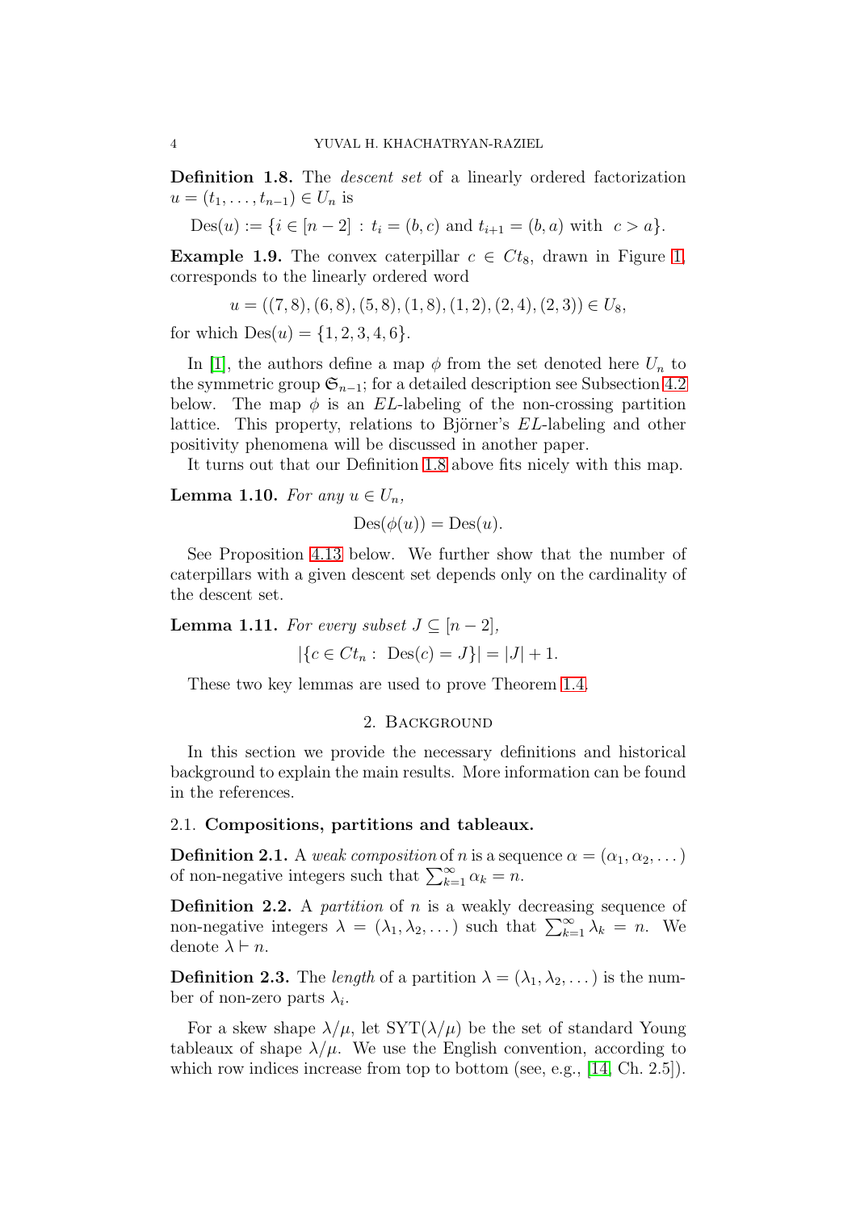**Definition 1.8.** The *descent set* of a linearly ordered factorization $u = (t_1, \ldots, t_{n-1}) \in U_n$ is

$$\mathrm{Des}(u) := \{i \in [n-2] \,:\, t_i = (b, c) \text{ and } t_{i+1} = (b, a) \text{ with } \ c > a\}.$$

**Example 1.9.** The convex caterpillar $c \in Ct_8$, drawn in Figure 1, corresponds to the linearly ordered word

$$u = ((7, 8), (6, 8), (5, 8), (1, 8), (1, 2), (2, 4), (2, 3)) \in U_8,$$

for which $\mathrm{Des}(u) = \{1, 2, 3, 4, 6\}$.

In [1], the authors define a map $\phi$ from the set denoted here $U_n$ to the symmetric group $\mathfrak{S}_{n-1}$; for a detailed description see Subsection 4.2 below. The map $\phi$ is an $EL$-labeling of the non-crossing partition lattice. This property, relations to Björner's $EL$-labeling and other positivity phenomena will be discussed in another paper.

It turns out that our Definition 1.8 above fits nicely with this map.

**Lemma 1.10.** *For any $u \in U_n$,*

$$\mathrm{Des}(\phi(u)) = \mathrm{Des}(u).$$

See Proposition 4.13 below. We further show that the number of caterpillars with a given descent set depends only on the cardinality of the descent set.

**Lemma 1.11.** *For every subset $J \subseteq [n-2]$,*

$$|\{c \in Ct_n : \ \mathrm{Des}(c) = J\}| = |J| + 1.$$

These two key lemmas are used to prove Theorem 1.4.

## 2. Background

In this section we provide the necessary definitions and historical background to explain the main results. More information can be found in the references.

### 2.1. Compositions, partitions and tableaux.

**Definition 2.1.** A *weak composition* of $n$ is a sequence $\alpha = (\alpha_1, \alpha_2, \ldots)$ of non-negative integers such that $\sum_{k=1}^{\infty} \alpha_k = n$.

**Definition 2.2.** A *partition* of $n$ is a weakly decreasing sequence of non-negative integers $\lambda = (\lambda_1, \lambda_2, \ldots)$ such that $\sum_{k=1}^{\infty} \lambda_k = n$. We denote $\lambda \vdash n$.

**Definition 2.3.** The *length* of a partition $\lambda = (\lambda_1, \lambda_2, \ldots)$ is the number of non-zero parts $\lambda_i$.

For a skew shape $\lambda/\mu$, let $\mathrm{SYT}(\lambda/\mu)$ be the set of standard Young tableaux of shape $\lambda/\mu$. We use the English convention, according to which row indices increase from top to bottom (see, e.g., [14, Ch. 2.5]).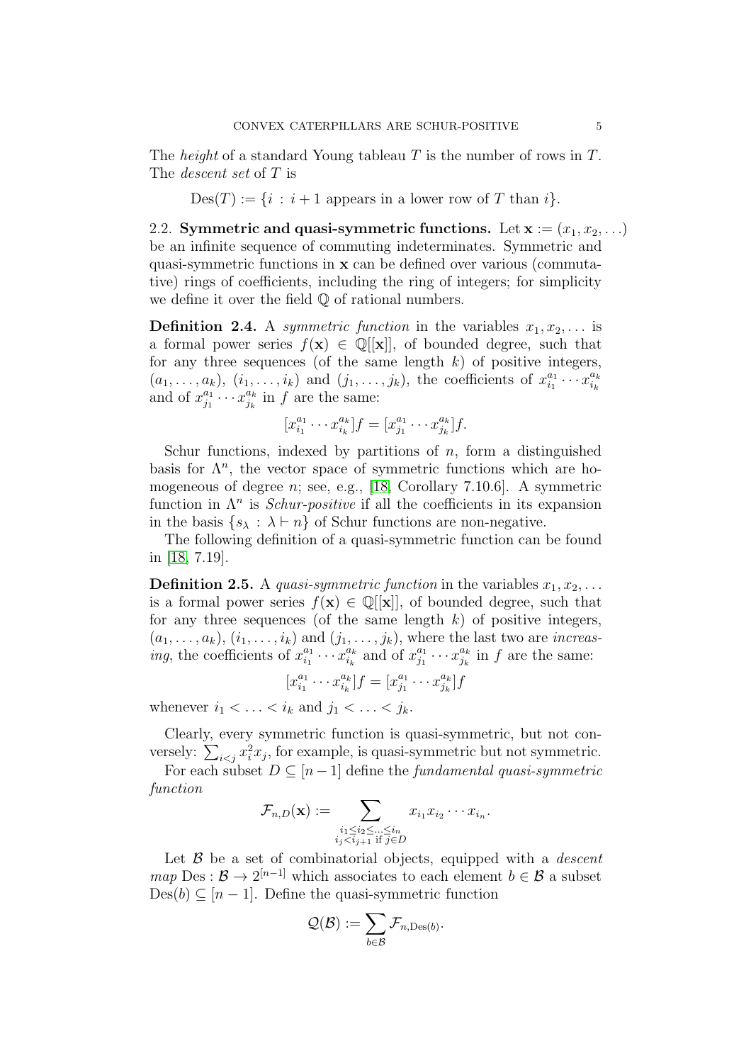The *height* of a standard Young tableau $T$ is the number of rows in $T$. The *descent set* of $T$ is

$$\mathrm{Des}(T) := \{i \,:\, i+1 \text{ appears in a lower row of } T \text{ than } i\}.$$

## 2.2. Symmetric and quasi-symmetric functions.

Let $\mathbf{x} := (x_1, x_2, \ldots)$ be an infinite sequence of commuting indeterminates. Symmetric and quasi-symmetric functions in $\mathbf{x}$ can be defined over various (commutative) rings of coefficients, including the ring of integers; for simplicity we define it over the field $\mathbb{Q}$ of rational numbers.

**Definition 2.4.** A *symmetric function* in the variables $x_1, x_2, \ldots$ is a formal power series $f(\mathbf{x}) \in \mathbb{Q}[[\mathbf{x}]]$, of bounded degree, such that for any three sequences (of the same length $k$) of positive integers, $(a_1, \ldots, a_k)$, $(i_1, \ldots, i_k)$ and $(j_1, \ldots, j_k)$, the coefficients of $x_{i_1}^{a_1} \cdots x_{i_k}^{a_k}$ and of $x_{j_1}^{a_1} \cdots x_{j_k}^{a_k}$ in $f$ are the same:

$$[x_{i_1}^{a_1} \cdots x_{i_k}^{a_k}]f = [x_{j_1}^{a_1} \cdots x_{j_k}^{a_k}]f.$$

Schur functions, indexed by partitions of $n$, form a distinguished basis for $\Lambda^n$, the vector space of symmetric functions which are homogeneous of degree $n$; see, e.g., [18, Corollary 7.10.6]. A symmetric function in $\Lambda^n$ is *Schur-positive* if all the coefficients in its expansion in the basis $\{s_\lambda \,:\, \lambda \vdash n\}$ of Schur functions are non-negative.

The following definition of a quasi-symmetric function can be found in [18, 7.19].

**Definition 2.5.** A *quasi-symmetric function* in the variables $x_1, x_2, \ldots$ is a formal power series $f(\mathbf{x}) \in \mathbb{Q}[[\mathbf{x}]]$, of bounded degree, such that for any three sequences (of the same length $k$) of positive integers, $(a_1, \ldots, a_k)$, $(i_1, \ldots, i_k)$ and $(j_1, \ldots, j_k)$, where the last two are *increasing*, the coefficients of $x_{i_1}^{a_1} \cdots x_{i_k}^{a_k}$ and of $x_{j_1}^{a_1} \cdots x_{j_k}^{a_k}$ in $f$ are the same:

$$[x_{i_1}^{a_1} \cdots x_{i_k}^{a_k}]f = [x_{j_1}^{a_1} \cdots x_{j_k}^{a_k}]f$$

whenever $i_1 < \ldots < i_k$ and $j_1 < \ldots < j_k$.

Clearly, every symmetric function is quasi-symmetric, but not conversely: $\sum_{i<j} x_i^2 x_j$, for example, is quasi-symmetric but not symmetric.

For each subset $D \subseteq [n-1]$ define the *fundamental quasi-symmetric function*

$$\mathcal{F}_{n,D}(\mathbf{x}) := \sum_{\substack{i_1 \le i_2 \le \ldots \le i_n \\ i_j < i_{j+1} \text{ if } j \in D}} x_{i_1} x_{i_2} \cdots x_{i_n}.$$

Let $\mathcal{B}$ be a set of combinatorial objects, equipped with a *descent map* $\mathrm{Des} : \mathcal{B} \to 2^{[n-1]}$ which associates to each element $b \in \mathcal{B}$ a subset $\mathrm{Des}(b) \subseteq [n-1]$. Define the quasi-symmetric function

$$\mathcal{Q}(\mathcal{B}) := \sum_{b \in \mathcal{B}} \mathcal{F}_{n,\mathrm{Des}(b)}.$$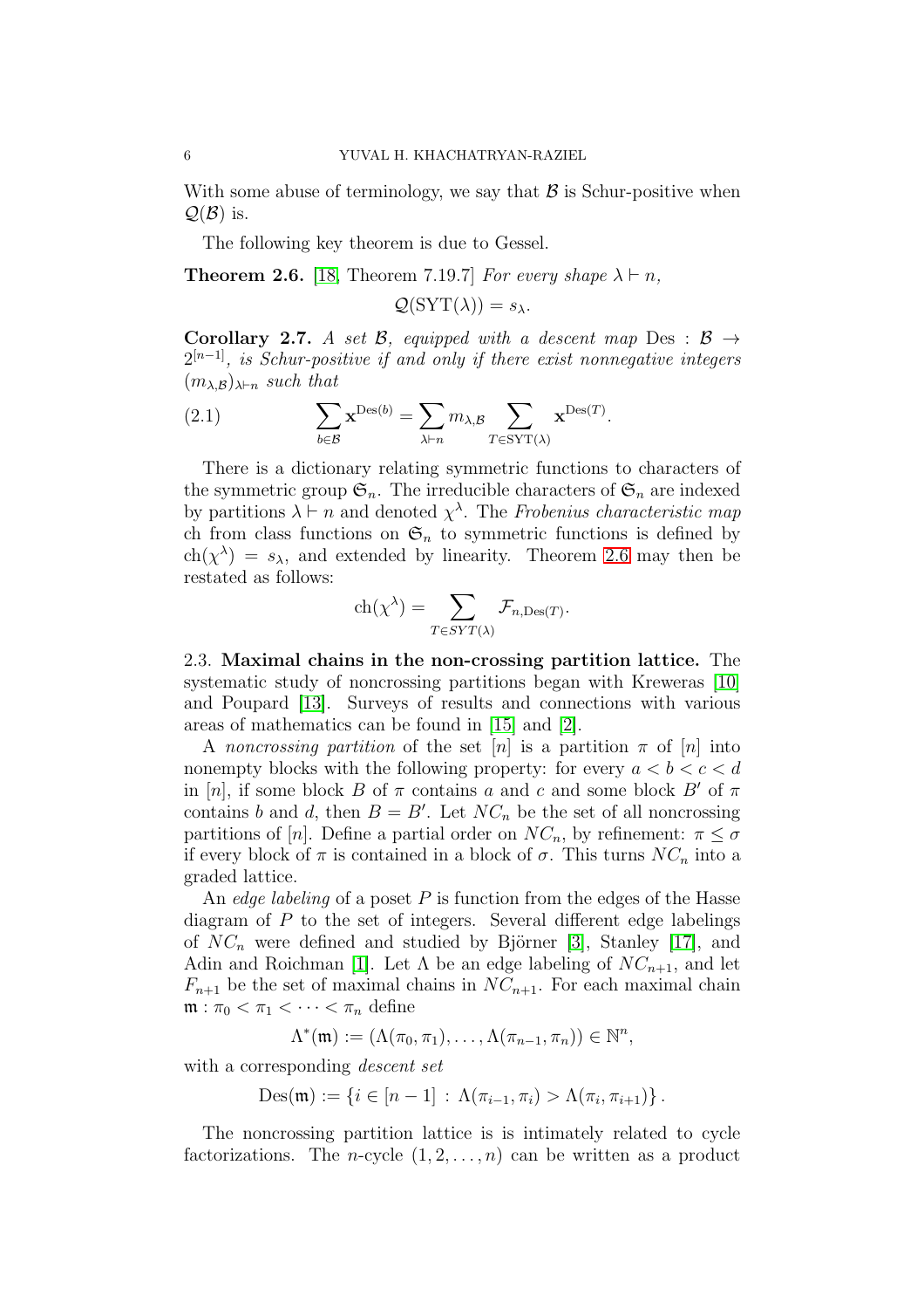With some abuse of terminology, we say that $\mathcal{B}$ is Schur-positive when $\mathcal{Q}(\mathcal{B})$ is.

The following key theorem is due to Gessel.

**Theorem 2.6.** [18, Theorem 7.19.7] *For every shape $\lambda \vdash n$,*

$$\mathcal{Q}(\mathrm{SYT}(\lambda)) = s_\lambda.$$

**Corollary 2.7.** *A set $\mathcal{B}$, equipped with a descent map $\mathrm{Des} : \mathcal{B} \to 2^{[n-1]}$, is Schur-positive if and only if there exist nonnegative integers $(m_{\lambda,\mathcal{B}})_{\lambda \vdash n}$ such that*

$$\sum_{b \in \mathcal{B}} \mathbf{x}^{\mathrm{Des}(b)} = \sum_{\lambda \vdash n} m_{\lambda,\mathcal{B}} \sum_{T \in \mathrm{SYT}(\lambda)} \mathbf{x}^{\mathrm{Des}(T)}. \tag{2.1}$$

There is a dictionary relating symmetric functions to characters of the symmetric group $\mathfrak{S}_n$. The irreducible characters of $\mathfrak{S}_n$ are indexed by partitions $\lambda \vdash n$ and denoted $\chi^\lambda$. The *Frobenius characteristic map* ch from class functions on $\mathfrak{S}_n$ to symmetric functions is defined by $\mathrm{ch}(\chi^\lambda) = s_\lambda$, and extended by linearity. Theorem 2.6 may then be restated as follows:

$$\mathrm{ch}(\chi^\lambda) = \sum_{T \in SYT(\lambda)} \mathcal{F}_{n,\mathrm{Des}(T)}.$$

### 2.3. Maximal chains in the non-crossing partition lattice.

The systematic study of noncrossing partitions began with Kreweras [10] and Poupard [13]. Surveys of results and connections with various areas of mathematics can be found in [15] and [2].

A *noncrossing partition* of the set $[n]$ is a partition $\pi$ of $[n]$ into nonempty blocks with the following property: for every $a < b < c < d$ in $[n]$, if some block $B$ of $\pi$ contains $a$ and $c$ and some block $B'$ of $\pi$ contains $b$ and $d$, then $B = B'$. Let $NC_n$ be the set of all noncrossing partitions of $[n]$. Define a partial order on $NC_n$, by refinement: $\pi \le \sigma$ if every block of $\pi$ is contained in a block of $\sigma$. This turns $NC_n$ into a graded lattice.

An *edge labeling* of a poset $P$ is function from the edges of the Hasse diagram of $P$ to the set of integers. Several different edge labelings of $NC_n$ were defined and studied by Björner [3], Stanley [17], and Adin and Roichman [1]. Let $\Lambda$ be an edge labeling of $NC_{n+1}$, and let $F_{n+1}$ be the set of maximal chains in $NC_{n+1}$. For each maximal chain $\mathfrak{m} : \pi_0 < \pi_1 < \cdots < \pi_n$ define

$$\Lambda^*(\mathfrak{m}) := (\Lambda(\pi_0, \pi_1), \ldots, \Lambda(\pi_{n-1}, \pi_n)) \in \mathbb{N}^n,$$

with a corresponding *descent set*

$$\mathrm{Des}(\mathfrak{m}) := \{ i \in [n-1] \, : \, \Lambda(\pi_{i-1}, \pi_i) > \Lambda(\pi_i, \pi_{i+1}) \} .$$

The noncrossing partition lattice is is intimately related to cycle factorizations. The $n$-cycle $(1, 2, \ldots, n)$ can be written as a product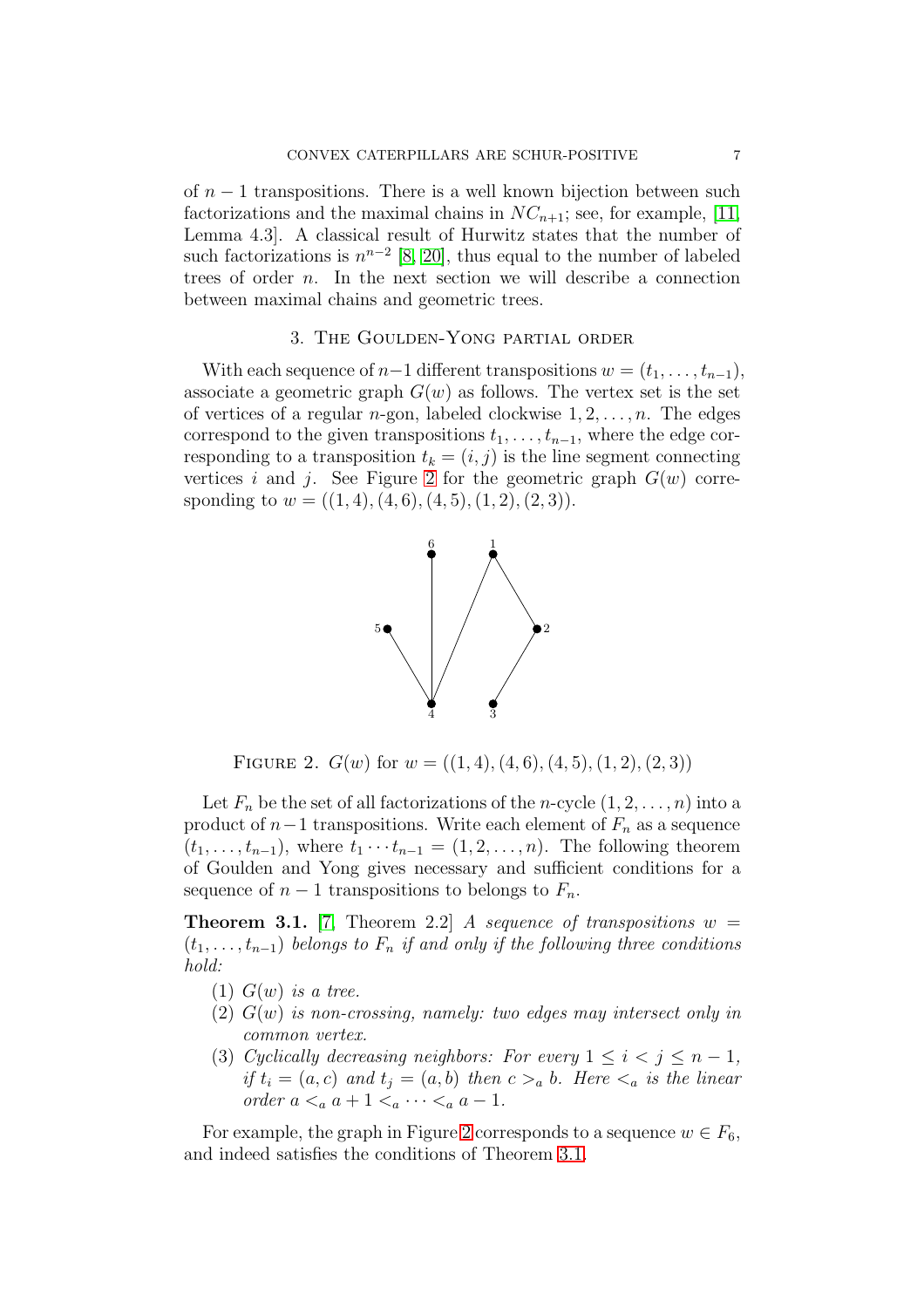of $n-1$ transpositions. There is a well known bijection between such factorizations and the maximal chains in $NC_{n+1}$; see, for example, [11, Lemma 4.3]. A classical result of Hurwitz states that the number of such factorizations is $n^{n-2}$ [8, 20], thus equal to the number of labeled trees of order $n$. In the next section we will describe a connection between maximal chains and geometric trees.

## 3. The Goulden-Yong partial order

With each sequence of $n-1$ different transpositions $w = (t_1, \ldots, t_{n-1})$, associate a geometric graph $G(w)$ as follows. The vertex set is the set of vertices of a regular $n$-gon, labeled clockwise $1, 2, \ldots, n$. The edges correspond to the given transpositions $t_1, \ldots, t_{n-1}$, where the edge corresponding to a transposition $t_k = (i, j)$ is the line segment connecting vertices $i$ and $j$. See Figure 2 for the geometric graph $G(w)$ corresponding to $w = ((1,4),(4,6),(4,5),(1,2),(2,3))$.

Figure 2. $G(w)$ for $w = ((1,4),(4,6),(4,5),(1,2),(2,3))$

Let $F_n$ be the set of all factorizations of the $n$-cycle $(1, 2, \ldots, n)$ into a product of $n-1$ transpositions. Write each element of $F_n$ as a sequence $(t_1, \ldots, t_{n-1})$, where $t_1 \cdots t_{n-1} = (1, 2, \ldots, n)$. The following theorem of Goulden and Yong gives necessary and sufficient conditions for a sequence of $n-1$ transpositions to belongs to $F_n$.

**Theorem 3.1.** [7, Theorem 2.2] *A sequence of transpositions $w = (t_1, \ldots, t_{n-1})$ belongs to $F_n$ if and only if the following three conditions hold:*

1. *$G(w)$ is a tree.*
2. *$G(w)$ is non-crossing, namely: two edges may intersect only in common vertex.*
3. *Cyclically decreasing neighbors: For every $1 \leq i < j \leq n-1$, if $t_i = (a, c)$ and $t_j = (a, b)$ then $c >_a b$. Here $<_a$ is the linear order $a <_a a+1 <_a \cdots <_a a-1$.*

For example, the graph in Figure 2 corresponds to a sequence $w \in F_6$, and indeed satisfies the conditions of Theorem 3.1.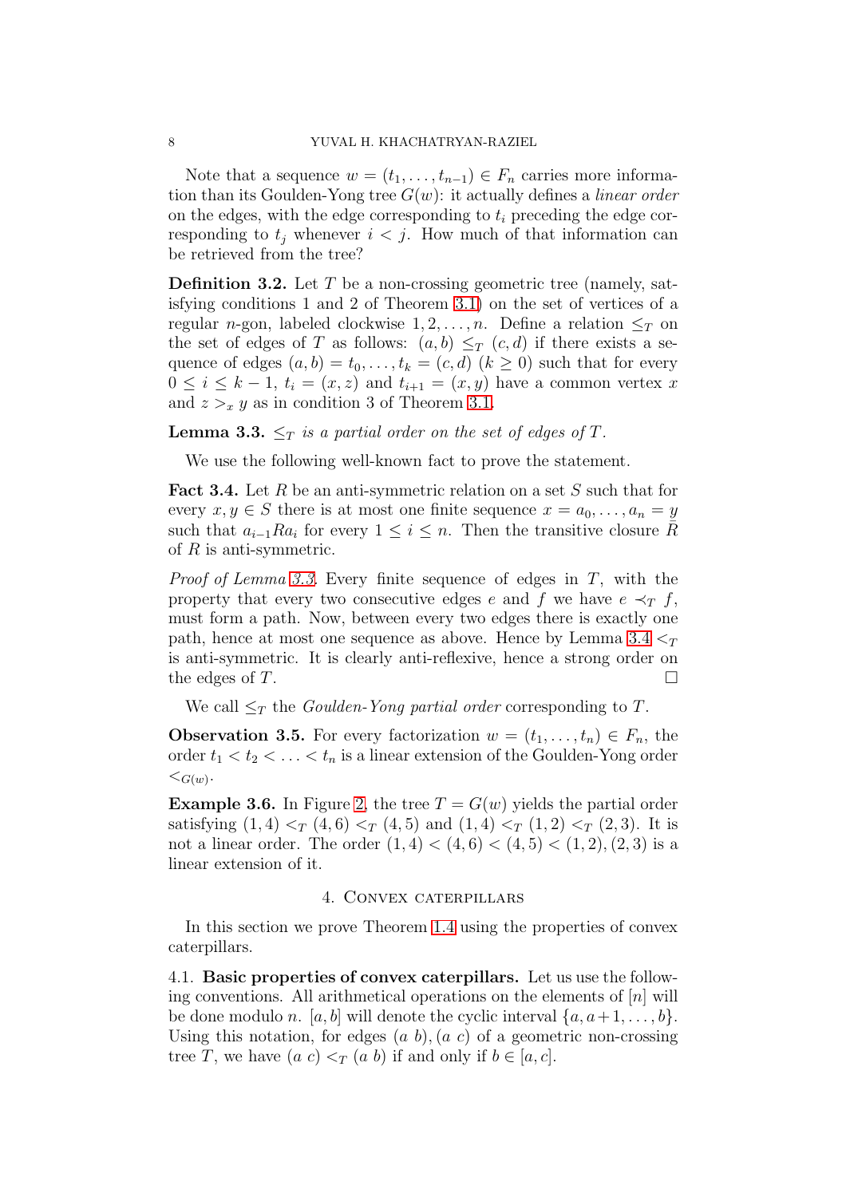Note that a sequence $w = (t_1, \ldots, t_{n-1}) \in F_n$ carries more information than its Goulden-Yong tree $G(w)$: it actually defines a *linear order* on the edges, with the edge corresponding to $t_i$ preceding the edge corresponding to $t_j$ whenever $i < j$. How much of that information can be retrieved from the tree?

**Definition 3.2.** Let $T$ be a non-crossing geometric tree (namely, satisfying conditions 1 and 2 of Theorem 3.1) on the set of vertices of a regular $n$-gon, labeled clockwise $1, 2, \ldots, n$. Define a relation $\leq_T$ on the set of edges of $T$ as follows: $(a, b) \leq_T (c, d)$ if there exists a sequence of edges $(a, b) = t_0, \ldots, t_k = (c, d)$ $(k \geq 0)$ such that for every $0 \leq i \leq k-1$, $t_i = (x, z)$ and $t_{i+1} = (x, y)$ have a common vertex $x$ and $z >_x y$ as in condition 3 of Theorem 3.1.

**Lemma 3.3.** *$\leq_T$ is a partial order on the set of edges of $T$.*

We use the following well-known fact to prove the statement.

**Fact 3.4.** Let $R$ be an anti-symmetric relation on a set $S$ such that for every $x, y \in S$ there is at most one finite sequence $x = a_0, \ldots, a_n = y$ such that $a_{i-1} R a_i$ for every $1 \leq i \leq n$. Then the transitive closure $\bar{R}$ of $R$ is anti-symmetric.

*Proof of Lemma 3.3.* Every finite sequence of edges in $T$, with the property that every two consecutive edges $e$ and $f$ we have $e \prec_T f$, must form a path. Now, between every two edges there is exactly one path, hence at most one sequence as above. Hence by Lemma 3.4 $<_T$ is anti-symmetric. It is clearly anti-reflexive, hence a strong order on the edges of $T$. $\square$

We call $\leq_T$ the *Goulden-Yong partial order* corresponding to $T$.

**Observation 3.5.** For every factorization $w = (t_1, \ldots, t_n) \in F_n$, the order $t_1 < t_2 < \ldots < t_n$ is a linear extension of the Goulden-Yong order $<_{G(w)}$.

**Example 3.6.** In Figure 2, the tree $T = G(w)$ yields the partial order satisfying $(1, 4) <_T (4, 6) <_T (4, 5)$ and $(1, 4) <_T (1, 2) <_T (2, 3)$. It is not a linear order. The order $(1, 4) < (4, 6) < (4, 5) < (1, 2), (2, 3)$ is a linear extension of it.

## 4. Convex caterpillars

In this section we prove Theorem 1.4 using the properties of convex caterpillars.

4.1. **Basic properties of convex caterpillars.** Let us use the following conventions. All arithmetical operations on the elements of $[n]$ will be done modulo $n$. $[a, b]$ will denote the cyclic interval $\{a, a+1, \ldots, b\}$. Using this notation, for edges $(a\ b), (a\ c)$ of a geometric non-crossing tree $T$, we have $(a\ c) <_T (a\ b)$ if and only if $b \in [a, c]$.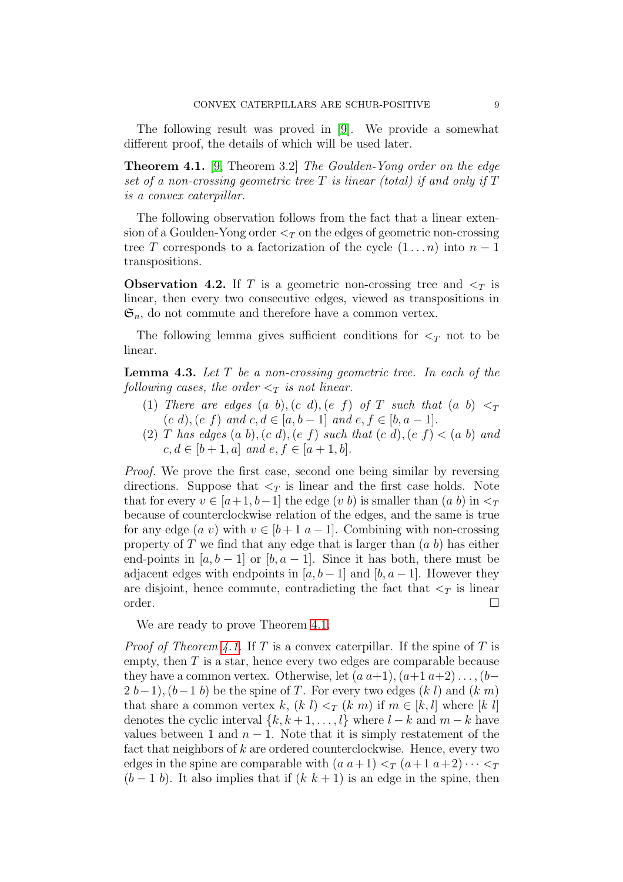The following result was proved in [9]. We provide a somewhat different proof, the details of which will be used later.

**Theorem 4.1.** [9, Theorem 3.2] *The Goulden-Yong order on the edge set of a non-crossing geometric tree $T$ is linear (total) if and only if $T$ is a convex caterpillar.*

The following observation follows from the fact that a linear extension of a Goulden-Yong order $<_T$ on the edges of geometric non-crossing tree $T$ corresponds to a factorization of the cycle $(1 \dots n)$ into $n-1$ transpositions.

**Observation 4.2.** If $T$ is a geometric non-crossing tree and $<_T$ is linear, then every two consecutive edges, viewed as transpositions in $\mathfrak{S}_n$, do not commute and therefore have a common vertex.

The following lemma gives sufficient conditions for $<_T$ not to be linear.

**Lemma 4.3.** *Let $T$ be a non-crossing geometric tree. In each of the following cases, the order $<_T$ is not linear.*

1. *There are edges $(a\ b), (c\ d), (e\ f)$ of $T$ such that $(a\ b) <_T (c\ d), (e\ f)$ and $c, d \in [a, b-1]$ and $e, f \in [b, a-1]$.*
2. *$T$ has edges $(a\ b), (c\ d), (e\ f)$ such that $(c\ d), (e\ f) < (a\ b)$ and $c, d \in [b+1, a]$ and $e, f \in [a+1, b]$.*

*Proof.* We prove the first case, second one being similar by reversing directions. Suppose that $<_T$ is linear and the first case holds. Note that for every $v \in [a+1, b-1]$ the edge $(v\ b)$ is smaller than $(a\ b)$ in $<_T$ because of counterclockwise relation of the edges, and the same is true for any edge $(a\ v)$ with $v \in [b+1\ a-1]$. Combining with non-crossing property of $T$ we find that any edge that is larger than $(a\ b)$ has either end-points in $[a, b-1]$ or $[b, a-1]$. Since it has both, there must be adjacent edges with endpoints in $[a, b-1]$ and $[b, a-1]$. However they are disjoint, hence commute, contradicting the fact that $<_T$ is linear order. $\square$

We are ready to prove Theorem 4.1.

*Proof of Theorem 4.1.* If $T$ is a convex caterpillar. If the spine of $T$ is empty, then $T$ is a star, hence every two edges are comparable because they have a common vertex. Otherwise, let $(a\ a+1), (a+1\ a+2) \dots, (b-2\ b-1), (b-1\ b)$ be the spine of $T$. For every two edges $(k\ l)$ and $(k\ m)$ that share a common vertex $k$, $(k\ l) <_T (k\ m)$ if $m \in [k, l]$ where $[k\ l]$ denotes the cyclic interval $\{k, k+1, \dots, l\}$ where $l-k$ and $m-k$ have values between 1 and $n-1$. Note that it is simply restatement of the fact that neighbors of $k$ are ordered counterclockwise. Hence, every two edges in the spine are comparable with $(a\ a+1) <_T (a+1\ a+2) \dots <_T (b-1\ b)$. It also implies that if $(k\ k+1)$ is an edge in the spine, then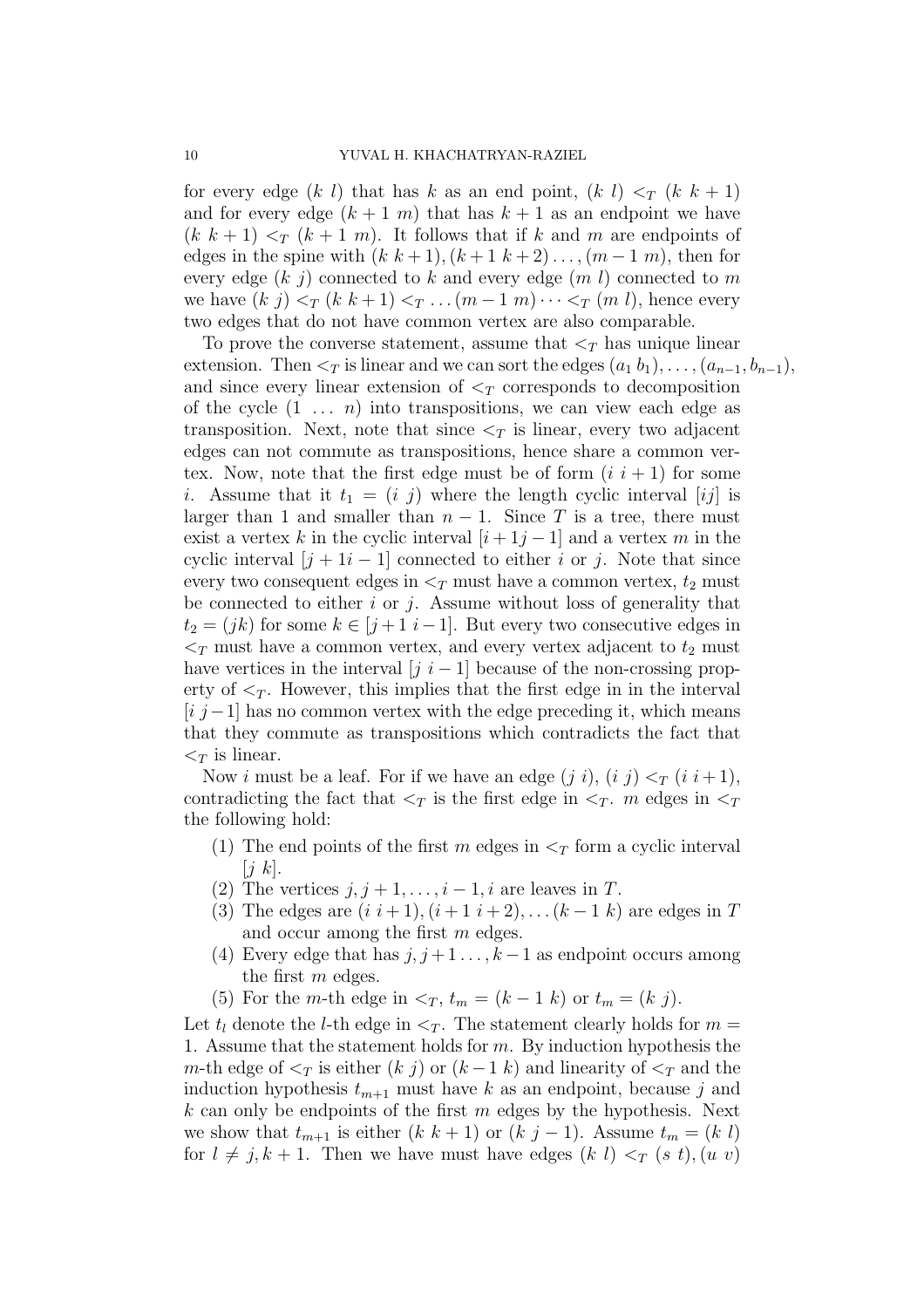for every edge $(k\ l)$ that has $k$ as an end point, $(k\ l) <_T (k\ k+1)$ and for every edge $(k+1\ m)$ that has $k+1$ as an endpoint we have $(k\ k+1) <_T (k+1\ m)$. It follows that if $k$ and $m$ are endpoints of edges in the spine with $(k\ k+1), (k+1\ k+2) \dots, (m-1\ m)$, then for every edge $(k\ j)$ connected to $k$ and every edge $(m\ l)$ connected to $m$ we have $(k\ j) <_T (k\ k+1) <_T \dots (m-1\ m) \dots <_T (m\ l)$, hence every two edges that do not have common vertex are also comparable.

To prove the converse statement, assume that $<_T$ has unique linear extension. Then $<_T$ is linear and we can sort the edges $(a_1\, b_1), \dots, (a_{n-1}, b_{n-1})$, and since every linear extension of $<_T$ corresponds to decomposition of the cycle $(1\ \dots\ n)$ into transpositions, we can view each edge as transposition. Next, note that since $<_T$ is linear, every two adjacent edges can not commute as transpositions, hence share a common vertex. Now, note that the first edge must be of form $(i\ i+1)$ for some $i$. Assume that it $t_1 = (i\ j)$ where the length cyclic interval $[ij]$ is larger than 1 and smaller than $n-1$. Since $T$ is a tree, there must exist a vertex $k$ in the cyclic interval $[i+1 j-1]$ and a vertex $m$ in the cyclic interval $[j+1 i-1]$ connected to either $i$ or $j$. Note that since every two consequent edges in $<_T$ must have a common vertex, $t_2$ must be connected to either $i$ or $j$. Assume without loss of generality that $t_2 = (jk)$ for some $k \in [j+1\ i-1]$. But every two consecutive edges in $<_T$ must have a common vertex, and every vertex adjacent to $t_2$ must have vertices in the interval $[j\ i-1]$ because of the non-crossing property of $<_T$. However, this implies that the first edge in in the interval $[i\ j-1]$ has no common vertex with the edge preceding it, which means that they commute as transpositions which contradicts the fact that $<_T$ is linear.

Now $i$ must be a leaf. For if we have an edge $(j\ i)$, $(i\ j) <_T (i\ i+1)$, contradicting the fact that $<_T$ is the first edge in $<_T$. $m$ edges in $<_T$ the following hold:

1. The end points of the first $m$ edges in $<_T$ form a cyclic interval $[j\ k]$.
2. The vertices $j, j+1, \dots, i-1, i$ are leaves in $T$.
3. The edges are $(i\ i+1), (i+1\ i+2), \dots (k-1\ k)$ are edges in $T$ and occur among the first $m$ edges.
4. Every edge that has $j, j+1 \dots, k-1$ as endpoint occurs among the first $m$ edges.
5. For the $m$-th edge in $<_T$, $t_m = (k-1\ k)$ or $t_m = (k\ j)$.

Let $t_l$ denote the $l$-th edge in $<_T$. The statement clearly holds for $m = 1$. Assume that the statement holds for $m$. By induction hypothesis the $m$-th edge of $<_T$ is either $(k\ j)$ or $(k-1\ k)$ and linearity of $<_T$ and the induction hypothesis $t_{m+1}$ must have $k$ as an endpoint, because $j$ and $k$ can only be endpoints of the first $m$ edges by the hypothesis. Next we show that $t_{m+1}$ is either $(k\ k+1)$ or $(k\ j-1)$. Assume $t_m = (k\ l)$ for $l \neq j, k+1$. Then we have must have edges $(k\ l) <_T (s\ t), (u\ v)$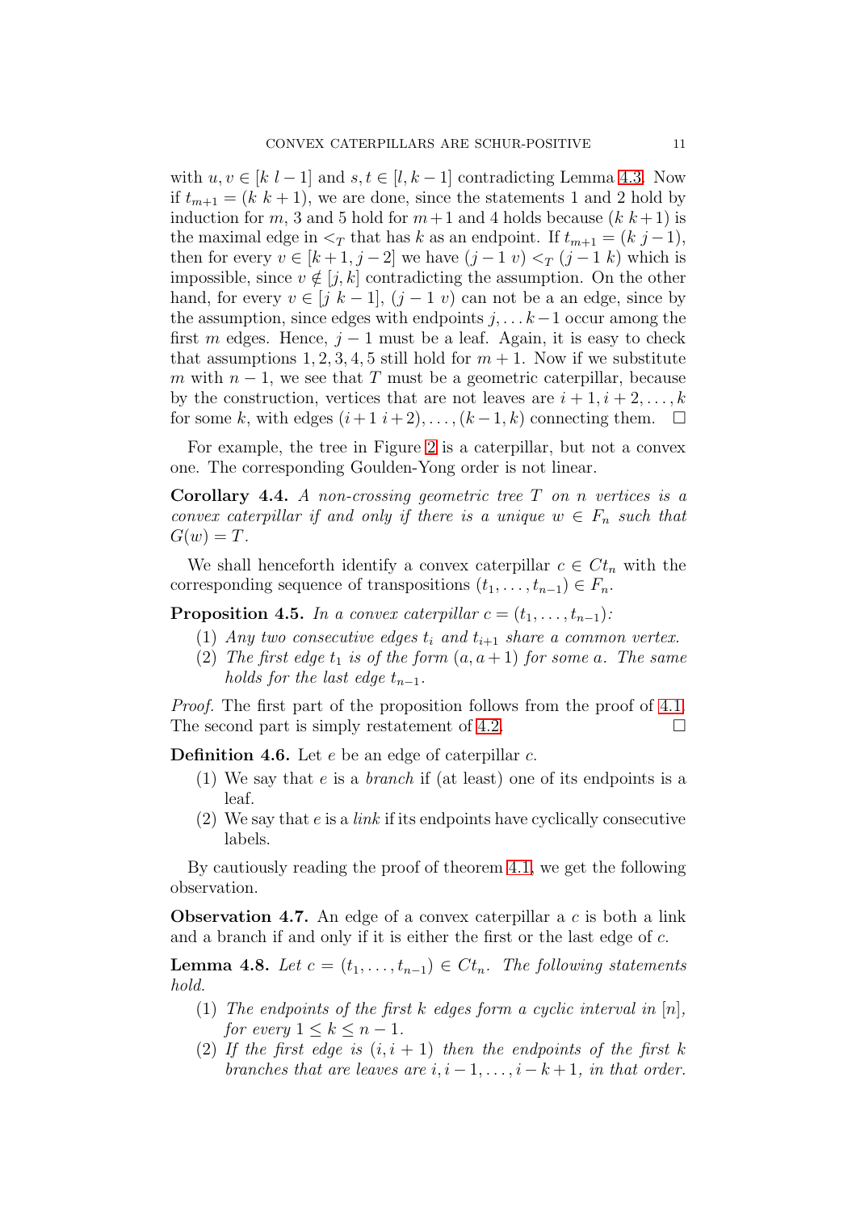with $u, v \in [k\ l-1]$ and $s, t \in [l, k-1]$ contradicting Lemma 4.3. Now if $t_{m+1} = (k\ k+1)$, we are done, since the statements 1 and 2 hold by induction for $m$, 3 and 5 hold for $m+1$ and 4 holds because $(k\ k+1)$ is the maximal edge in $<_T$ that has $k$ as an endpoint. If $t_{m+1} = (k\ j-1)$, then for every $v \in [k+1, j-2]$ we have $(j-1\ v) <_T (j-1\ k)$ which is impossible, since $v \notin [j, k]$ contradicting the assumption. On the other hand, for every $v \in [j\ k-1]$, $(j-1\ v)$ can not be a an edge, since by the assumption, since edges with endpoints $j, \ldots k-1$ occur among the first $m$ edges. Hence, $j-1$ must be a leaf. Again, it is easy to check that assumptions $1, 2, 3, 4, 5$ still hold for $m+1$. Now if we substitute $m$ with $n-1$, we see that $T$ must be a geometric caterpillar, because by the construction, vertices that are not leaves are $i+1, i+2, \ldots, k$ for some $k$, with edges $(i+1\ i+2), \ldots, (k-1, k)$ connecting them. $\square$

For example, the tree in Figure 2 is a caterpillar, but not a convex one. The corresponding Goulden-Yong order is not linear.

**Corollary 4.4.** *A non-crossing geometric tree $T$ on $n$ vertices is a convex caterpillar if and only if there is a unique $w \in F_n$ such that $G(w) = T$.*

We shall henceforth identify a convex caterpillar $c \in Ct_n$ with the corresponding sequence of transpositions $(t_1, \ldots, t_{n-1}) \in F_n$.

**Proposition 4.5.** *In a convex caterpillar $c = (t_1, \ldots, t_{n-1})$:*

1. *Any two consecutive edges $t_i$ and $t_{i+1}$ share a common vertex.*
2. *The first edge $t_1$ is of the form $(a, a+1)$ for some $a$. The same holds for the last edge $t_{n-1}$.*

*Proof.* The first part of the proposition follows from the proof of 4.1. The second part is simply restatement of 4.2. $\square$

**Definition 4.6.** Let $e$ be an edge of caterpillar $c$.

1. We say that $e$ is a *branch* if (at least) one of its endpoints is a leaf.
2. We say that $e$ is a *link* if its endpoints have cyclically consecutive labels.

By cautiously reading the proof of theorem 4.1, we get the following observation.

**Observation 4.7.** An edge of a convex caterpillar a $c$ is both a link and a branch if and only if it is either the first or the last edge of $c$.

**Lemma 4.8.** *Let $c = (t_1, \ldots, t_{n-1}) \in Ct_n$. The following statements hold.*

1. *The endpoints of the first $k$ edges form a cyclic interval in $[n]$, for every $1 \leq k \leq n-1$.*
2. *If the first edge is $(i, i+1)$ then the endpoints of the first $k$ branches that are leaves are $i, i-1, \ldots, i-k+1$, in that order.*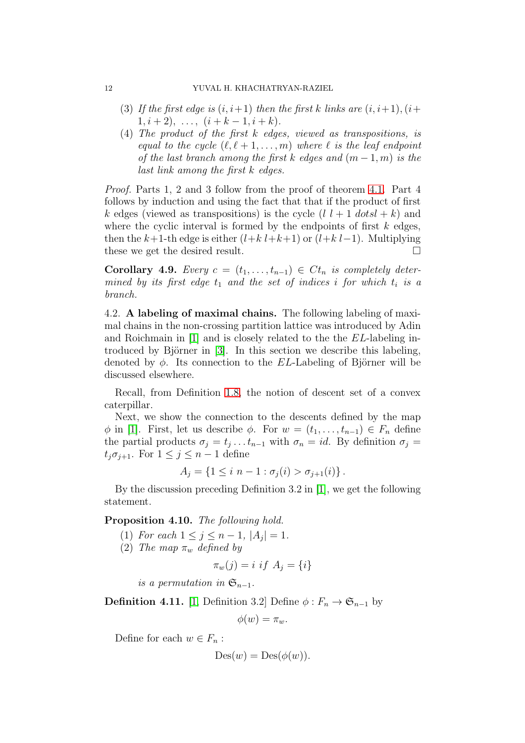(3) *If the first edge is $(i, i+1)$ then the first $k$ links are $(i, i+1), (i+1, i+2), \ldots, (i+k-1, i+k)$.*

(4) *The product of the first $k$ edges, viewed as transpositions, is equal to the cycle $(\ell, \ell+1, \ldots, m)$ where $\ell$ is the leaf endpoint of the last branch among the first $k$ edges and $(m-1, m)$ is the last link among the first $k$ edges.*

*Proof.* Parts 1, 2 and 3 follow from the proof of theorem 4.1. Part 4 follows by induction and using the fact that that if the product of first $k$ edges (viewed as transpositions) is the cycle $(l\ l+1\ dotsl+k)$ and where the cyclic interval is formed by the endpoints of first $k$ edges, then the $k+1$-th edge is either $(l+k\ l+k+1)$ or $(l+k\ l-1)$. Multiplying these we get the desired result. □

**Corollary 4.9.** *Every $c = (t_1, \ldots, t_{n-1}) \in Ct_n$ is completely determined by its first edge $t_1$ and the set of indices $i$ for which $t_i$ is a branch.*

4.2. **A labeling of maximal chains.** The following labeling of maximal chains in the non-crossing partition lattice was introduced by Adin and Roichmain in [1] and is closely related to the the $EL$-labeling introduced by Björner in [3]. In this section we describe this labeling, denoted by $\phi$. Its connection to the $EL$-Labeling of Björner will be discussed elsewhere.

Recall, from Definition 1.8, the notion of descent set of a convex caterpillar.

Next, we show the connection to the descents defined by the map $\phi$ in [1]. First, let us describe $\phi$. For $w = (t_1, \ldots, t_{n-1}) \in F_n$ define the partial products $\sigma_j = t_j \ldots t_{n-1}$ with $\sigma_n = id$. By definition $\sigma_j = t_j \sigma_{j+1}$. For $1 \leq j \leq n-1$ define

$$A_j = \{1 \leq i\ n-1 : \sigma_j(i) > \sigma_{j+1}(i)\}.$$

By the discussion preceding Definition 3.2 in [1], we get the following statement.

**Proposition 4.10.** *The following hold.*

(1) *For each $1 \leq j \leq n-1$, $|A_j| = 1$.*

(2) *The map $\pi_w$ defined by*

$$\pi_w(j) = i \text{ if } A_j = \{i\}$$

*is a permutation in $\mathfrak{S}_{n-1}$.*

**Definition 4.11.** [1, Definition 3.2] Define $\phi : F_n \to \mathfrak{S}_{n-1}$ by

$$\phi(w) = \pi_w.$$

Define for each $w \in F_n$ :

$$\text{Des}(w) = \text{Des}(\phi(w)).$$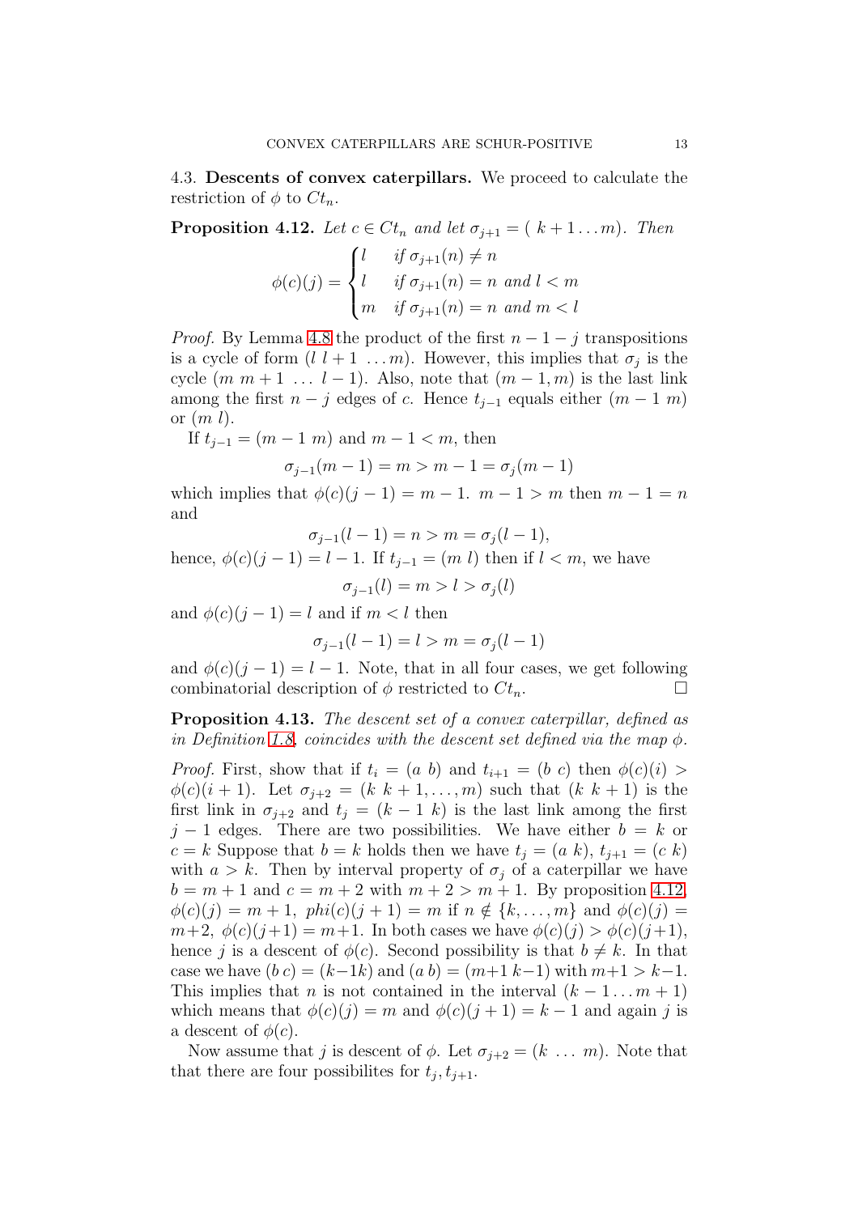4.3. **Descents of convex caterpillars.** We proceed to calculate the restriction of $\phi$ to $Ct_n$.

**Proposition 4.12.** *Let $c \in Ct_n$ and let $\sigma_{j+1} = (\ k+1 \ldots m)$. Then*

$$\phi(c)(j) = \begin{cases} l & \text{if } \sigma_{j+1}(n) \neq n \\ l & \text{if } \sigma_{j+1}(n) = n \text{ and } l < m \\ m & \text{if } \sigma_{j+1}(n) = n \text{ and } m < l \end{cases}$$

*Proof.* By Lemma 4.8 the product of the first $n-1-j$ transpositions is a cycle of form $(l\ l+1\ \ldots m)$. However, this implies that $\sigma_j$ is the cycle $(m\ m+1\ \ldots\ l-1)$. Also, note that $(m-1, m)$ is the last link among the first $n-j$ edges of $c$. Hence $t_{j-1}$ equals either $(m-1\ m)$ or $(m\ l)$.

If $t_{j-1} = (m-1\ m)$ and $m-1 < m$, then

$$\sigma_{j-1}(m-1) = m > m-1 = \sigma_j(m-1)$$

which implies that $\phi(c)(j-1) = m-1$. $m-1 > m$ then $m-1 = n$ and

$$\sigma_{j-1}(l-1) = n > m = \sigma_j(l-1),$$

hence, $\phi(c)(j-1) = l-1$. If $t_{j-1} = (m\ l)$ then if $l < m$, we have

$$\sigma_{j-1}(l) = m > l > \sigma_j(l)$$

and $\phi(c)(j-1) = l$ and if $m < l$ then

$$\sigma_{j-1}(l-1) = l > m = \sigma_j(l-1)$$

and $\phi(c)(j-1) = l-1$. Note, that in all four cases, we get following combinatorial description of $\phi$ restricted to $Ct_n$. $\square$

**Proposition 4.13.** *The descent set of a convex caterpillar, defined as in Definition 1.8, coincides with the descent set defined via the map $\phi$.*

*Proof.* First, show that if $t_i = (a\ b)$ and $t_{i+1} = (b\ c)$ then $\phi(c)(i) > \phi(c)(i+1)$. Let $\sigma_{j+2} = (k\ k+1, \ldots, m)$ such that $(k\ k+1)$ is the first link in $\sigma_{j+2}$ and $t_j = (k-1\ k)$ is the last link among the first $j-1$ edges. There are two possibilities. We have either $b = k$ or $c = k$ Suppose that $b = k$ holds then we have $t_j = (a\ k)$, $t_{j+1} = (c\ k)$ with $a > k$. Then by interval property of $\sigma_j$ of a caterpillar we have $b = m+1$ and $c = m+2$ with $m+2 > m+1$. By proposition 4.12, $\phi(c)(j) = m+1$, $phi(c)(j+1) = m$ if $n \notin \{k, \ldots, m\}$ and $\phi(c)(j) = m+2$, $\phi(c)(j+1) = m+1$. In both cases we have $\phi(c)(j) > \phi(c)(j+1)$, hence $j$ is a descent of $\phi(c)$. Second possibility is that $b \neq k$. In that case we have $(b\ c) = (k-1 k)$ and $(a\ b) = (m+1\ k-1)$ with $m+1 > k-1$. This implies that $n$ is not contained in the interval $(k-1 \ldots m+1)$ which means that $\phi(c)(j) = m$ and $\phi(c)(j+1) = k-1$ and again $j$ is a descent of $\phi(c)$.

Now assume that $j$ is descent of $\phi$. Let $\sigma_{j+2} = (k\ \ldots\ m)$. Note that that there are four possibilites for $t_j, t_{j+1}$.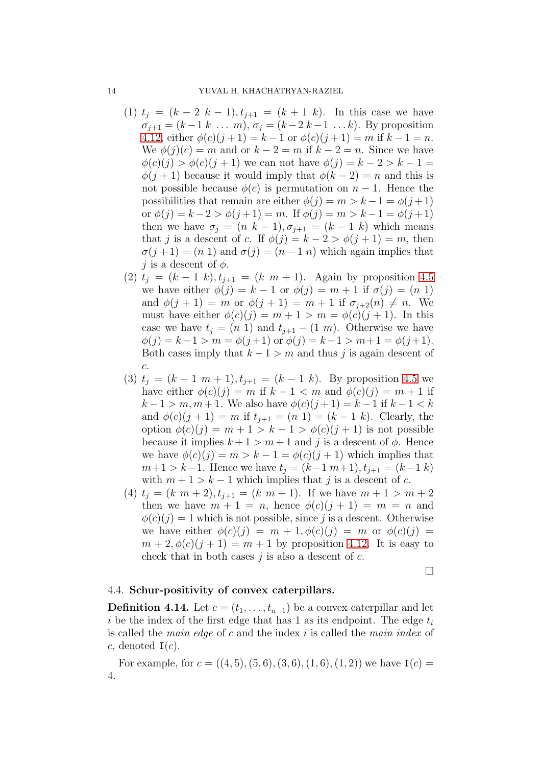(1) $t_j = (k-2\ k-1), t_{j+1} = (k+1\ k)$. In this case we have $\sigma_{j+1} = (k-1\ k\ \ldots\ m)$, $\sigma_j = (k-2\ k-1\ \ldots k)$. By proposition 4.12, either $\phi(c)(j+1) = k-1$ or $\phi(c)(j+1) = m$ if $k-1 = n$. We $\phi(j)(c) = m$ and or $k-2 = m$ if $k-2 = n$. Since we have $\phi(c)(j) > \phi(c)(j+1)$ we can not have $\phi(j) = k-2 > k-1 = \phi(j+1)$ because it would imply that $\phi(k-2) = n$ and this is not possible because $\phi(c)$ is permutation on $n-1$. Hence the possibilities that remain are either $\phi(j) = m > k-1 = \phi(j+1)$ or $\phi(j) = k-2 > \phi(j+1) = m$. If $\phi(j) = m > k-1 = \phi(j+1)$ then we have $\sigma_j = (n\ k-1), \sigma_{j+1} = (k-1\ k)$ which means that $j$ is a descent of $c$. If $\phi(j) = k-2 > \phi(j+1) = m$, then $\sigma(j+1) = (n\ 1)$ and $\sigma(j) = (n-1\ n)$ which again implies that $j$ is a descent of $\phi$.

(2) $t_j = (k-1\ k), t_{j+1} = (k\ m+1)$. Again by proposition 4.5 we have either $\phi(j) = k-1$ or $\phi(j) = m+1$ if $\sigma(j) = (n\ 1)$ and $\phi(j+1) = m$ or $\phi(j+1) = m+1$ if $\sigma_{j+2}(n) \neq n$. We must have either $\phi(c)(j) = m+1 > m = \phi(c)(j+1)$. In this case we have $t_j = (n\ 1)$ and $t_{j+1} - (1\ m)$. Otherwise we have $\phi(j) = k-1 > m = \phi(j+1)$ or $\phi(j) = k-1 > m+1 = \phi(j+1)$. Both cases imply that $k-1 > m$ and thus $j$ is again descent of $c$.

(3) $t_j = (k-1\ m+1), t_{j+1} = (k-1\ k)$. By proposition 4.5 we have either $\phi(c)(j) = m$ if $k-1 < m$ and $\phi(c)(j) = m+1$ if $k-1 > m, m+1$. We also have $\phi(c)(j+1) = k-1$ if $k-1 < k$ and $\phi(c)(j+1) = m$ if $t_{j+1} = (n\ 1) = (k-1\ k)$. Clearly, the option $\phi(c)(j) = m+1 > k-1 > \phi(c)(j+1)$ is not possible because it implies $k+1 > m+1$ and $j$ is a descent of $\phi$. Hence we have $\phi(c)(j) = m > k-1 = \phi(c)(j+1)$ which implies that $m+1 > k-1$. Hence we have $t_j = (k-1\ m+1), t_{j+1} = (k-1\ k)$ with $m+1 > k-1$ which implies that $j$ is a descent of $c$.

(4) $t_j = (k\ m+2), t_{j+1} = (k\ m+1)$. If we have $m+1 > m+2$ then we have $m+1 = n$, hence $\phi(c)(j+1) = m = n$ and $\phi(c)(j) = 1$ which is not possible, since $j$ is a descent. Otherwise we have either $\phi(c)(j) = m+1, \phi(c)(j) = m$ or $\phi(c)(j) = m+2, \phi(c)(j+1) = m+1$ by proposition 4.12. It is easy to check that in both cases $j$ is also a descent of $c$.

□

### 4.4. Schur-positivity of convex caterpillars.

**Definition 4.14.** Let $c = (t_1, \ldots, t_{n-1})$ be a convex caterpillar and let $i$ be the index of the first edge that has 1 as its endpoint. The edge $t_i$ is called the *main edge* of $c$ and the index $i$ is called the *main index* of $c$, denoted $\mathtt{I}(c)$.

For example, for $c = ((4,5), (5,6), (3,6), (1,6), (1,2))$ we have $\mathtt{I}(c) = 4$.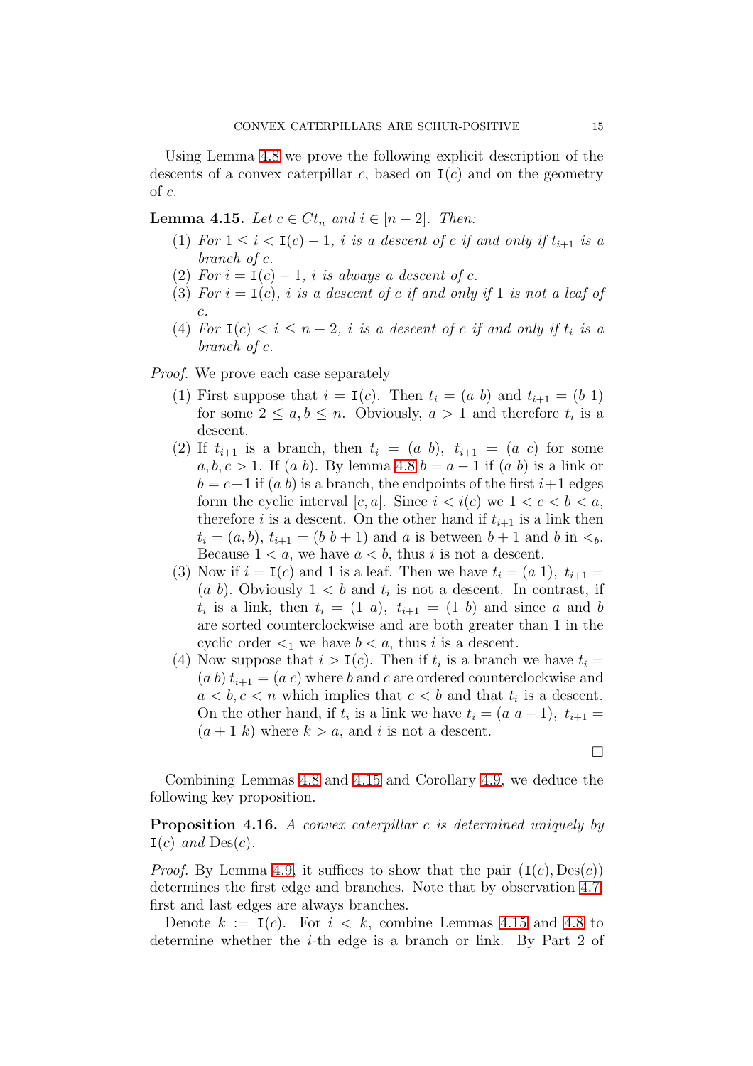Using Lemma 4.8 we prove the following explicit description of the descents of a convex caterpillar $c$, based on $\mathtt{I}(c)$ and on the geometry of $c$.

**Lemma 4.15.** *Let $c \in Ct_n$ and $i \in [n-2]$. Then:*

1. *For $1 \le i < \mathtt{I}(c) - 1$, $i$ is a descent of $c$ if and only if $t_{i+1}$ is a branch of $c$.*
2. *For $i = \mathtt{I}(c) - 1$, $i$ is always a descent of $c$.*
3. *For $i = \mathtt{I}(c)$, $i$ is a descent of $c$ if and only if 1 is not a leaf of $c$.*
4. *For $\mathtt{I}(c) < i \le n-2$, $i$ is a descent of $c$ if and only if $t_i$ is a branch of $c$.*

*Proof.* We prove each case separately

1. First suppose that $i = \mathtt{I}(c)$. Then $t_i = (a\ b)$ and $t_{i+1} = (b\ 1)$ for some $2 \le a, b \le n$. Obviously, $a > 1$ and therefore $t_i$ is a descent.
2. If $t_{i+1}$ is a branch, then $t_i = (a\ b)$, $t_{i+1} = (a\ c)$ for some $a, b, c > 1$. If $(a\ b)$. By lemma 4.8 $b = a - 1$ if $(a\ b)$ is a link or $b = c+1$ if $(a\ b)$ is a branch, the endpoints of the first $i+1$ edges form the cyclic interval $[c, a]$. Since $i < i(c)$ we $1 < c < b < a$, therefore $i$ is a descent. On the other hand if $t_{i+1}$ is a link then $t_i = (a, b)$, $t_{i+1} = (b\ b+1)$ and $a$ is between $b+1$ and $b$ in $<_b$. Because $1 < a$, we have $a < b$, thus $i$ is not a descent.
3. Now if $i = \mathtt{I}(c)$ and 1 is a leaf. Then we have $t_i = (a\ 1)$, $t_{i+1} = (a\ b)$. Obviously $1 < b$ and $t_i$ is not a descent. In contrast, if $t_i$ is a link, then $t_i = (1\ a)$, $t_{i+1} = (1\ b)$ and since $a$ and $b$ are sorted counterclockwise and are both greater than 1 in the cyclic order $<_1$ we have $b < a$, thus $i$ is a descent.
4. Now suppose that $i > \mathtt{I}(c)$. Then if $t_i$ is a branch we have $t_i = (a\ b)$ $t_{i+1} = (a\ c)$ where $b$ and $c$ are ordered counterclockwise and $a < b, c < n$ which implies that $c < b$ and that $t_i$ is a descent. On the other hand, if $t_i$ is a link we have $t_i = (a\ a+1)$, $t_{i+1} = (a+1\ k)$ where $k > a$, and $i$ is not a descent.

$\square$

Combining Lemmas 4.8 and 4.15 and Corollary 4.9, we deduce the following key proposition.

**Proposition 4.16.** *A convex caterpillar $c$ is determined uniquely by $\mathtt{I}(c)$ and $\mathrm{Des}(c)$.*

*Proof.* By Lemma 4.9, it suffices to show that the pair $(\mathtt{I}(c), \mathrm{Des}(c))$ determines the first edge and branches. Note that by observation 4.7, first and last edges are always branches.

Denote $k := \mathtt{I}(c)$. For $i < k$, combine Lemmas 4.15 and 4.8 to determine whether the $i$-th edge is a branch or link. By Part 2 of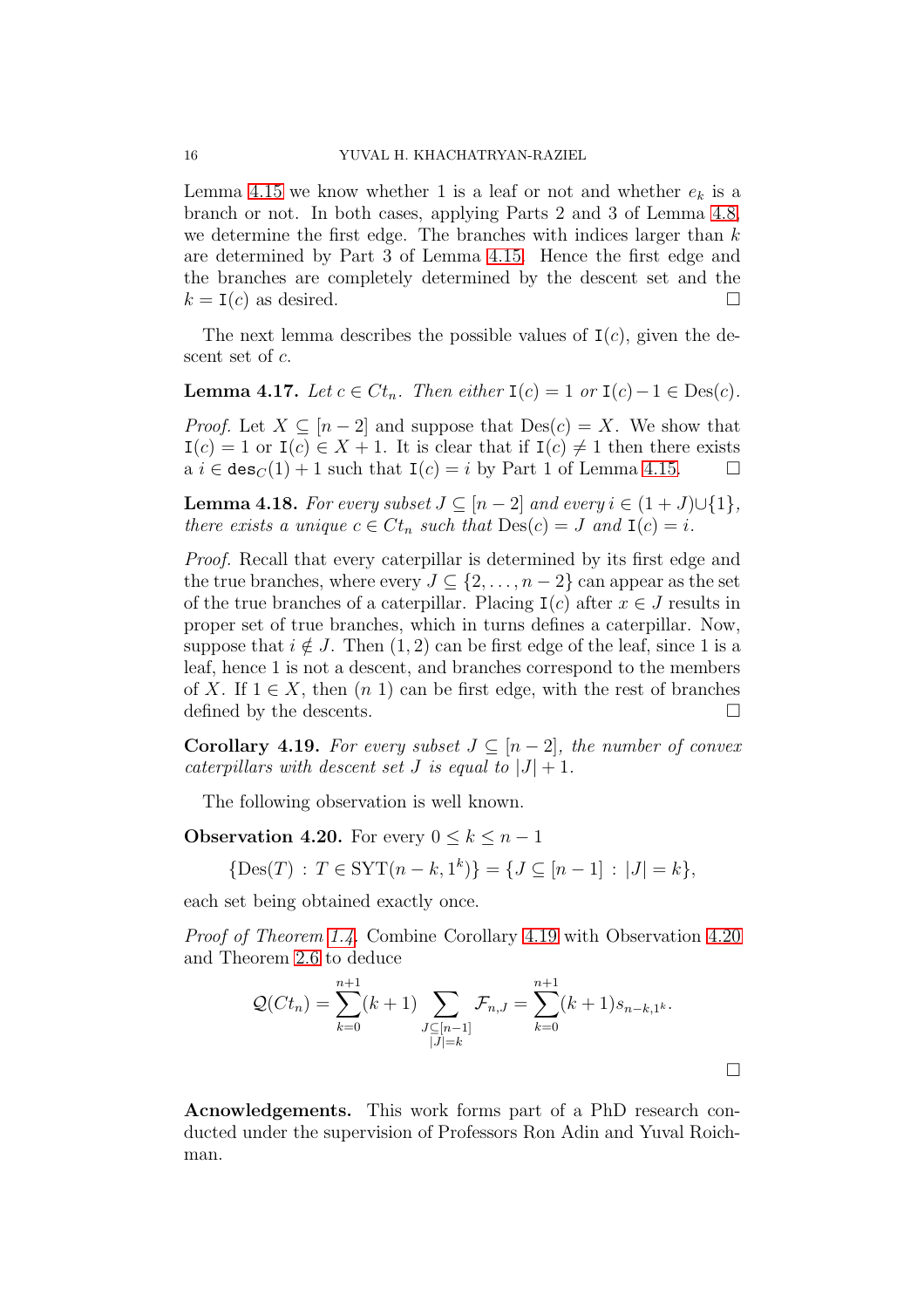Lemma 4.15 we know whether 1 is a leaf or not and whether $e_k$ is a branch or not. In both cases, applying Parts 2 and 3 of Lemma 4.8, we determine the first edge. The branches with indices larger than $k$ are determined by Part 3 of Lemma 4.15. Hence the first edge and the branches are completely determined by the descent set and the $k = \mathtt{I}(c)$ as desired. $\square$

The next lemma describes the possible values of $\mathtt{I}(c)$, given the descent set of $c$.

**Lemma 4.17.** *Let $c \in Ct_n$. Then either $\mathtt{I}(c) = 1$ or $\mathtt{I}(c) - 1 \in \mathrm{Des}(c)$.*

*Proof.* Let $X \subseteq [n-2]$ and suppose that $\mathrm{Des}(c) = X$. We show that $\mathtt{I}(c) = 1$ or $\mathtt{I}(c) \in X + 1$. It is clear that if $\mathtt{I}(c) \neq 1$ then exists a $i \in \mathtt{des}_C(1) + 1$ such that $\mathtt{I}(c) = i$ by Part 1 of Lemma 4.15. $\square$

**Lemma 4.18.** *For every subset $J \subseteq [n-2]$ and every $i \in (1+J) \cup \{1\}$, there exists a unique $c \in Ct_n$ such that $\mathrm{Des}(c) = J$ and $\mathtt{I}(c) = i$.*

*Proof.* Recall that every caterpillar is determined by its first edge and the true branches, where every $J \subseteq \{2, \dots, n-2\}$ can appear as the set of the true branches of a caterpillar. Placing $\mathtt{I}(c)$ after $x \in J$ results in proper set of true branches, which in turns defines a caterpillar. Now, suppose that $i \notin J$. Then $(1, 2)$ can be first edge of the leaf, since 1 is a leaf, hence 1 is not a descent, and branches correspond to the members of $X$. If $1 \in X$, then $(n\ 1)$ can be first edge, with the rest of branches defined by the descents. $\square$

**Corollary 4.19.** *For every subset $J \subseteq [n-2]$, the number of convex caterpillars with descent set $J$ is equal to $|J| + 1$.*

The following observation is well known.

**Observation 4.20.** For every $0 \le k \le n-1$

$$\{\mathrm{Des}(T) \,:\, T \in \mathrm{SYT}(n-k, 1^k)\} = \{J \subseteq [n-1] \,:\, |J| = k\},$$

each set being obtained exactly once.

*Proof of Theorem 1.4.* Combine Corollary 4.19 with Observation 4.20 and Theorem 2.6 to deduce

$$\mathcal{Q}(Ct_n) = \sum_{k=0}^{n+1} (k+1) \sum_{\substack{J \subseteq [n-1] \\ |J| = k}} \mathcal{F}_{n,J} = \sum_{k=0}^{n+1} (k+1) s_{n-k,1^k}.$$

$\square$

**Acnowledgements.** This work forms part of a PhD research conducted under the supervision of Professors Ron Adin and Yuval Roichman.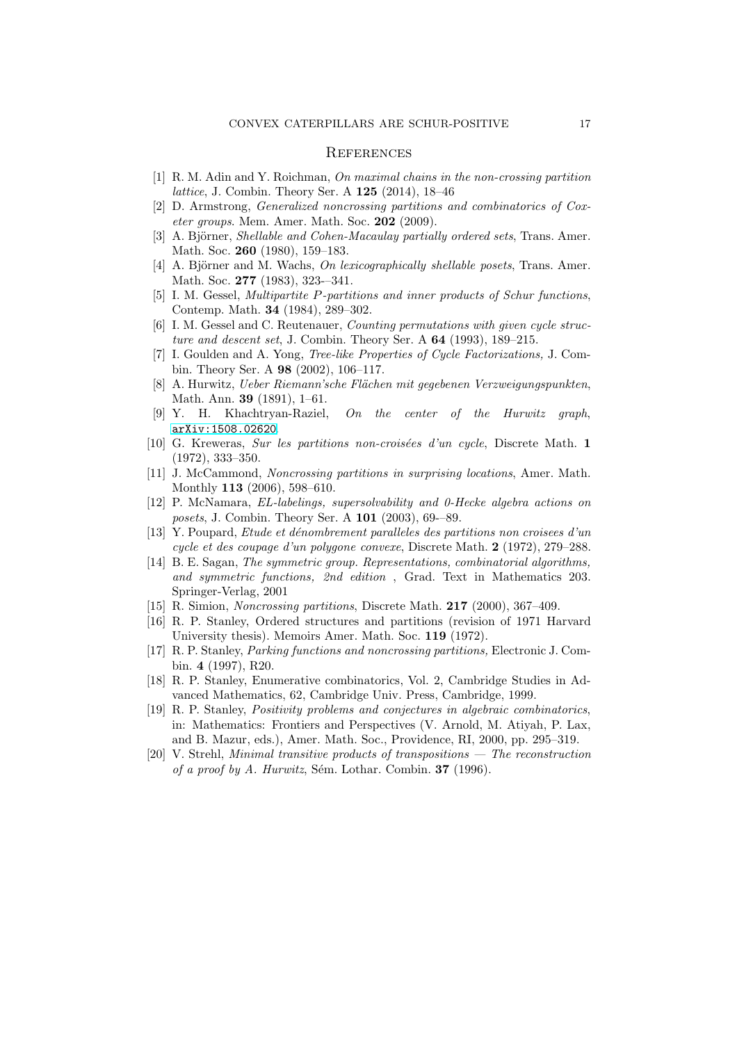## References

[1] R. M. Adin and Y. Roichman, *On maximal chains in the non-crossing partition lattice*, J. Combin. Theory Ser. A **125** (2014), 18–46

[2] D. Armstrong, *Generalized noncrossing partitions and combinatorics of Coxeter groups*. Mem. Amer. Math. Soc. **202** (2009).

[3] A. Björner, *Shellable and Cohen-Macaulay partially ordered sets*, Trans. Amer. Math. Soc. **260** (1980), 159–183.

[4] A. Björner and M. Wachs, *On lexicographically shellable posets*, Trans. Amer. Math. Soc. **277** (1983), 323-–341.

[5] I. M. Gessel, *Multipartite P-partitions and inner products of Schur functions*, Contemp. Math. **34** (1984), 289–302.

[6] I. M. Gessel and C. Reutenauer, *Counting permutations with given cycle structure and descent set*, J. Combin. Theory Ser. A **64** (1993), 189–215.

[7] I. Goulden and A. Yong, *Tree-like Properties of Cycle Factorizations,* J. Combin. Theory Ser. A **98** (2002), 106–117.

[8] A. Hurwitz, *Ueber Riemann'sche Flächen mit gegebenen Verzweigungspunkten*, Math. Ann. **39** (1891), 1–61.

[9] Y. H. Khachtryan-Raziel, *On the center of the Hurwitz graph*, arXiv:1508.02620.

[10] G. Kreweras, *Sur les partitions non-croisées d'un cycle*, Discrete Math. **1** (1972), 333–350.

[11] J. McCammond, *Noncrossing partitions in surprising locations*, Amer. Math. Monthly **113** (2006), 598–610.

[12] P. McNamara, *EL-labelings, supersolvability and 0-Hecke algebra actions on posets*, J. Combin. Theory Ser. A **101** (2003), 69-–89.

[13] Y. Poupard, *Etude et dénombrement paralleles des partitions non croisees d'un cycle et des coupage d'un polygone convexe*, Discrete Math. **2** (1972), 279–288.

[14] B. E. Sagan, *The symmetric group. Representations, combinatorial algorithms, and symmetric functions, 2nd edition* , Grad. Text in Mathematics 203. Springer-Verlag, 2001

[15] R. Simion, *Noncrossing partitions*, Discrete Math. **217** (2000), 367–409.

[16] R. P. Stanley, Ordered structures and partitions (revision of 1971 Harvard University thesis). Memoirs Amer. Math. Soc. **119** (1972).

[17] R. P. Stanley, *Parking functions and noncrossing partitions,* Electronic J. Combin. **4** (1997), R20.

[18] R. P. Stanley, Enumerative combinatorics, Vol. 2, Cambridge Studies in Advanced Mathematics, 62, Cambridge Univ. Press, Cambridge, 1999.

[19] R. P. Stanley, *Positivity problems and conjectures in algebraic combinatorics*, in: Mathematics: Frontiers and Perspectives (V. Arnold, M. Atiyah, P. Lax, and B. Mazur, eds.), Amer. Math. Soc., Providence, RI, 2000, pp. 295–319.

[20] V. Strehl, *Minimal transitive products of transpositions — The reconstruction of a proof by A. Hurwitz*, Sém. Lothar. Combin. **37** (1996).